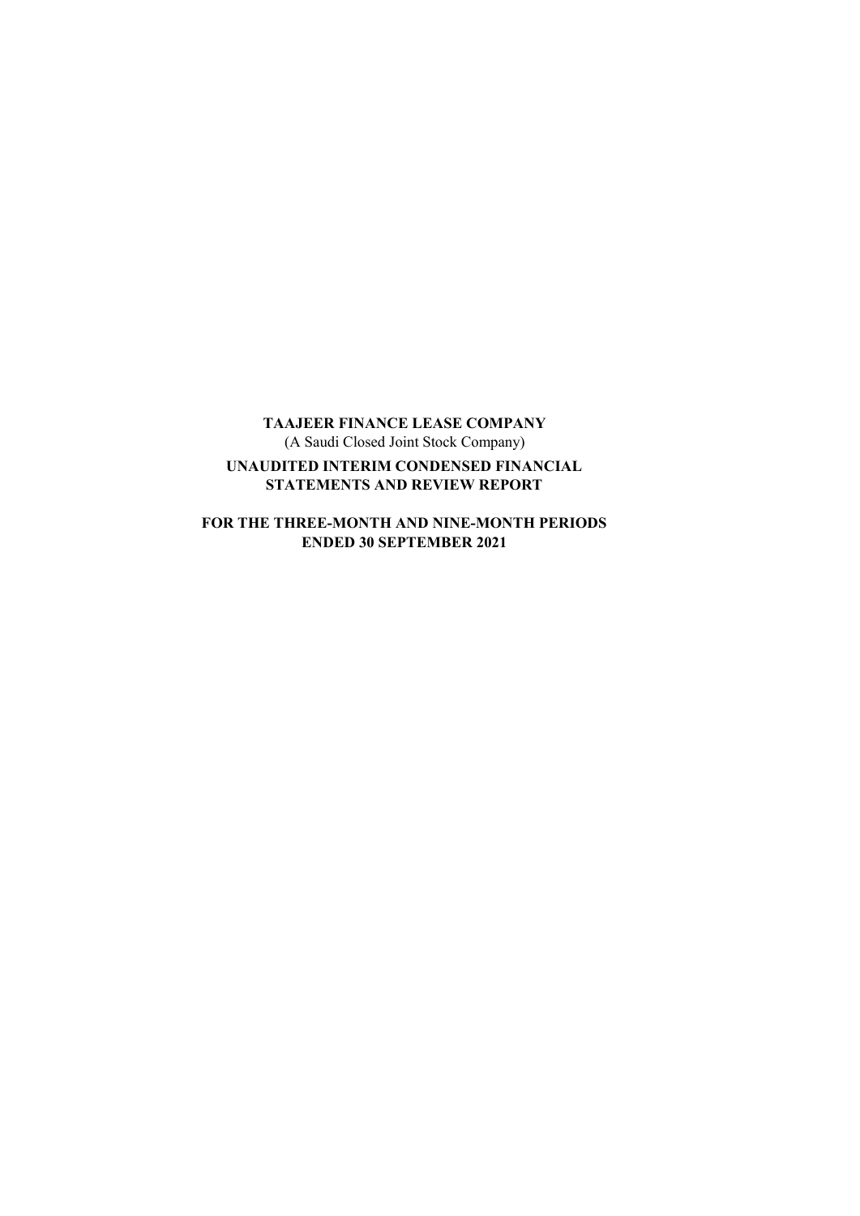**TAAJEER FINANCE LEASE COMPANY**
(A Saudi Closed Joint Stock Company)

**UNAUDITED INTERIM CONDENSED FINANCIAL STATEMENTS AND REVIEW REPORT**

**FOR THE THREE-MONTH AND NINE-MONTH PERIODS ENDED 30 SEPTEMBER 2021**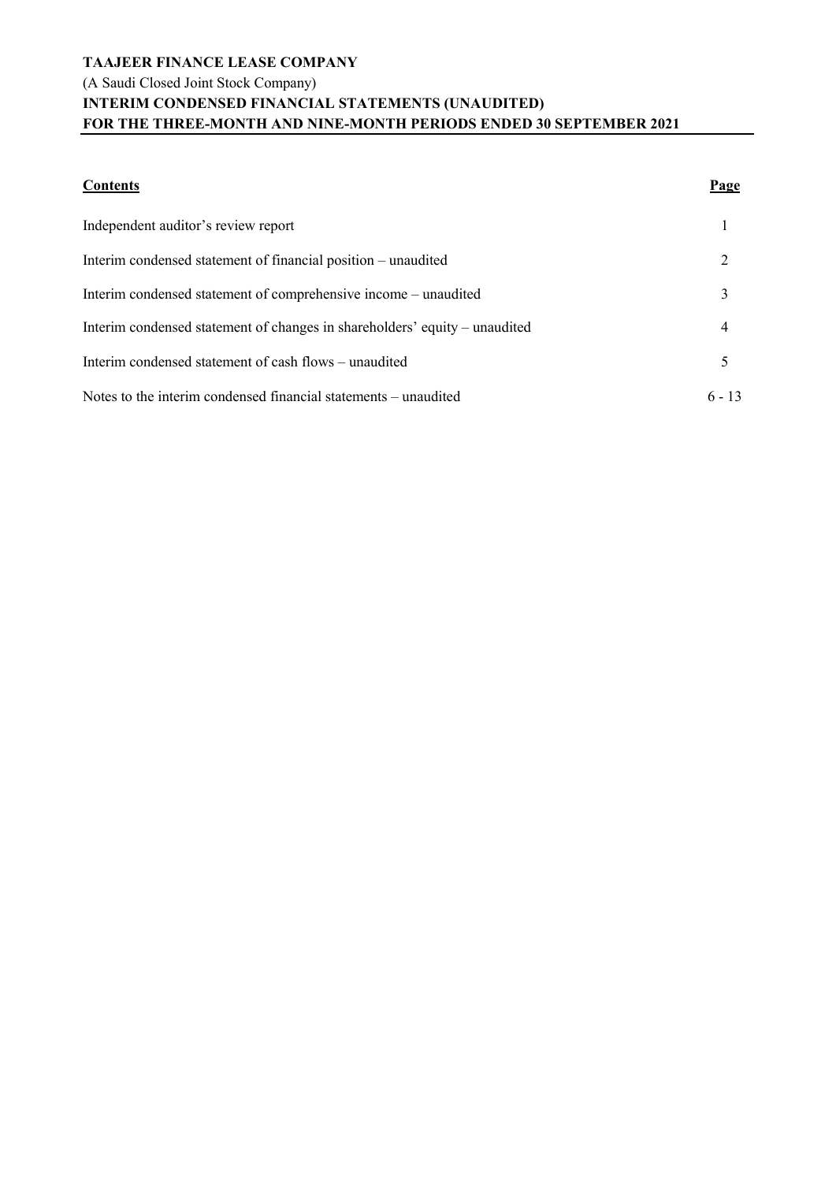**TAAJEER FINANCE LEASE COMPANY**
(A Saudi Closed Joint Stock Company)
**INTERIM CONDENSED FINANCIAL STATEMENTS (UNAUDITED)**
**FOR THE THREE-MONTH AND NINE-MONTH PERIODS ENDED 30 SEPTEMBER 2021**

| **Contents** | **Page** |
|---|---|
| Independent auditor's review report | 1 |
| Interim condensed statement of financial position – unaudited | 2 |
| Interim condensed statement of comprehensive income – unaudited | 3 |
| Interim condensed statement of changes in shareholders' equity – unaudited | 4 |
| Interim condensed statement of cash flows – unaudited | 5 |
| Notes to the interim condensed financial statements – unaudited | 6 - 13 |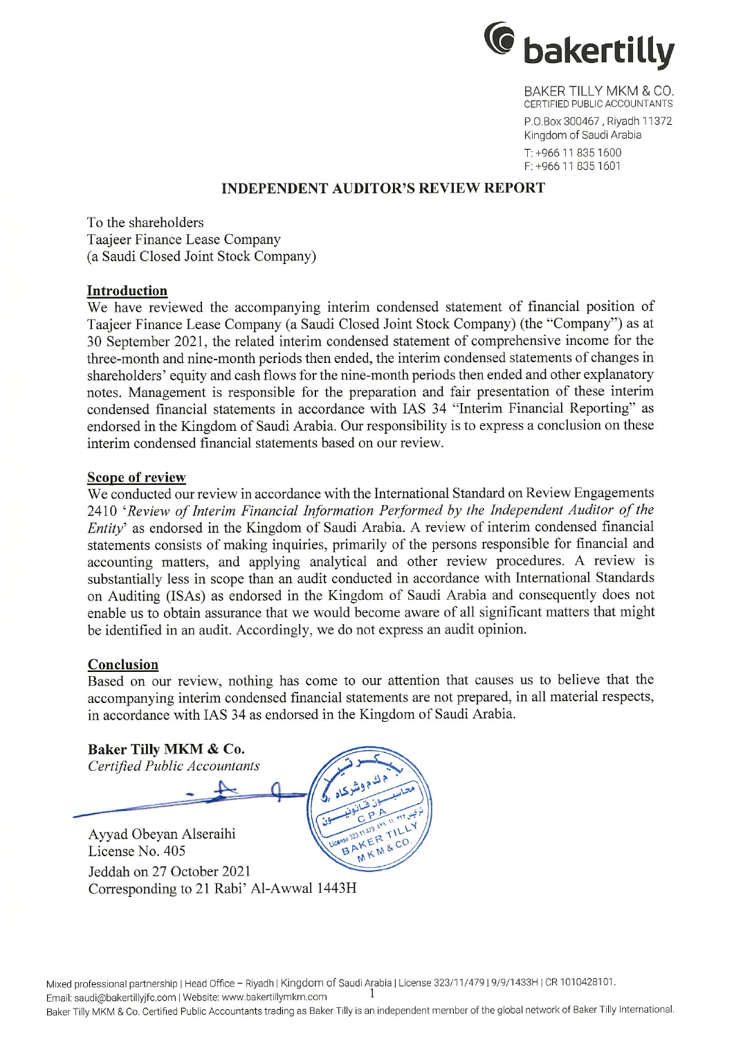bakertilly

BAKER TILLY MKM & CO.
CERTIFIED PUBLIC ACCOUNTANTS
P.O.Box 300467 , Riyadh 11372
Kingdom of Saudi Arabia
T: +966 11 835 1600
F: +966 11 835 1601

# INDEPENDENT AUDITOR'S REVIEW REPORT

To the shareholders
Taajeer Finance Lease Company
(a Saudi Closed Joint Stock Company)

## Introduction

We have reviewed the accompanying interim condensed statement of financial position of Taajeer Finance Lease Company (a Saudi Closed Joint Stock Company) (the "Company") as at 30 September 2021, the related interim condensed statement of comprehensive income for the three-month and nine-month periods then ended, the interim condensed statements of changes in shareholders' equity and cash flows for the nine-month periods then ended and other explanatory notes. Management is responsible for the preparation and fair presentation of these interim condensed financial statements in accordance with IAS 34 "Interim Financial Reporting" as endorsed in the Kingdom of Saudi Arabia. Our responsibility is to express a conclusion on these interim condensed financial statements based on our review.

## Scope of review

We conducted our review in accordance with the International Standard on Review Engagements 2410 '*Review of Interim Financial Information Performed by the Independent Auditor of the Entity*' as endorsed in the Kingdom of Saudi Arabia. A review of interim condensed financial statements consists of making inquiries, primarily of the persons responsible for financial and accounting matters, and applying analytical and other review procedures. A review is substantially less in scope than an audit conducted in accordance with International Standards on Auditing (ISAs) as endorsed in the Kingdom of Saudi Arabia and consequently does not enable us to obtain assurance that we would become aware of all significant matters that might be identified in an audit. Accordingly, we do not express an audit opinion.

## Conclusion

Based on our review, nothing has come to our attention that causes us to believe that the accompanying interim condensed financial statements are not prepared, in all material respects, in accordance with IAS 34 as endorsed in the Kingdom of Saudi Arabia.

**Baker Tilly MKM & Co.**
*Certified Public Accountants*

Ayyad Obeyan Alseraihi
License No. 405
Jeddah on 27 October 2021
Corresponding to 21 Rabi' Al-Awwal 1443H

Mixed professional partnership | Head Office – Riyadh | Kingdom of Saudi Arabia | License 323/11/479 | 9/9/1433H | CR 1010428101.
Email: saudi@bakertillyjfc.com | Website: www.bakertillymkm.com
Baker Tilly MKM & Co. Certified Public Accountants trading as Baker Tilly is an independent member of the global network of Baker Tilly International.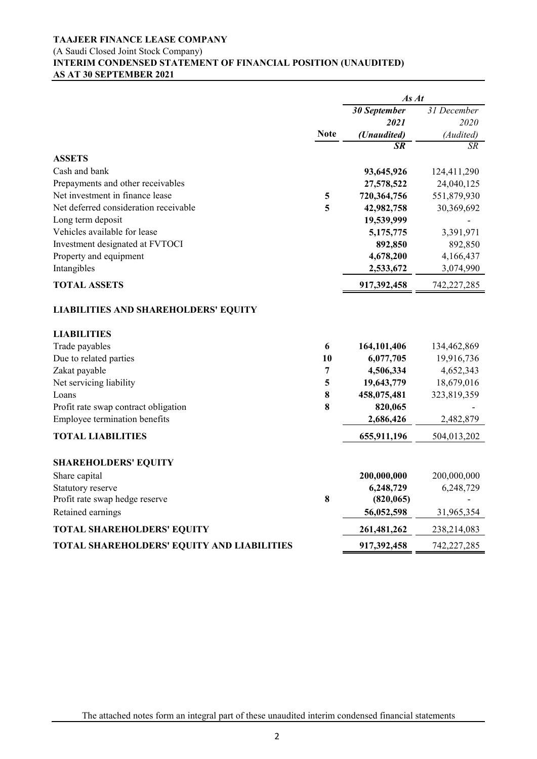**TAAJEER FINANCE LEASE COMPANY**
(A Saudi Closed Joint Stock Company)
**INTERIM CONDENSED STATEMENT OF FINANCIAL POSITION (UNAUDITED)**
**AS AT 30 SEPTEMBER 2021**

| | Note | *As At* 30 September 2021 (Unaudited) SR | 31 December 2020 (Audited) SR |
|---|---|---|---|
| **ASSETS** | | | |
| Cash and bank | | **93,645,926** | 124,411,290 |
| Prepayments and other receivables | | **27,578,522** | 24,040,125 |
| Net investment in finance lease | 5 | **720,364,756** | 551,879,930 |
| Net deferred consideration receivable | 5 | **42,982,758** | 30,369,692 |
| Long term deposit | | **19,539,999** | - |
| Vehicles available for lease | | **5,175,775** | 3,391,971 |
| Investment designated at FVTOCI | | **892,850** | 892,850 |
| Property and equipment | | **4,678,200** | 4,166,437 |
| Intangibles | | **2,533,672** | 3,074,990 |
| **TOTAL ASSETS** | | **917,392,458** | 742,227,285 |
| **LIABILITIES AND SHAREHOLDERS' EQUITY** | | | |
| **LIABILITIES** | | | |
| Trade payables | 6 | **164,101,406** | 134,462,869 |
| Due to related parties | 10 | **6,077,705** | 19,916,736 |
| Zakat payable | 7 | **4,506,334** | 4,652,343 |
| Net servicing liability | 5 | **19,643,779** | 18,679,016 |
| Loans | 8 | **458,075,481** | 323,819,359 |
| Profit rate swap contract obligation | 8 | **820,065** | - |
| Employee termination benefits | | **2,686,426** | 2,482,879 |
| **TOTAL LIABILITIES** | | **655,911,196** | 504,013,202 |
| **SHAREHOLDERS' EQUITY** | | | |
| Share capital | | **200,000,000** | 200,000,000 |
| Statutory reserve | | **6,248,729** | 6,248,729 |
| Profit rate swap hedge reserve | 8 | **(820,065)** | - |
| Retained earnings | | **56,052,598** | 31,965,354 |
| **TOTAL SHAREHOLDERS' EQUITY** | | **261,481,262** | 238,214,083 |
| **TOTAL SHAREHOLDERS' EQUITY AND LIABILITIES** | | **917,392,458** | 742,227,285 |

The attached notes form an integral part of these unaudited interim condensed financial statements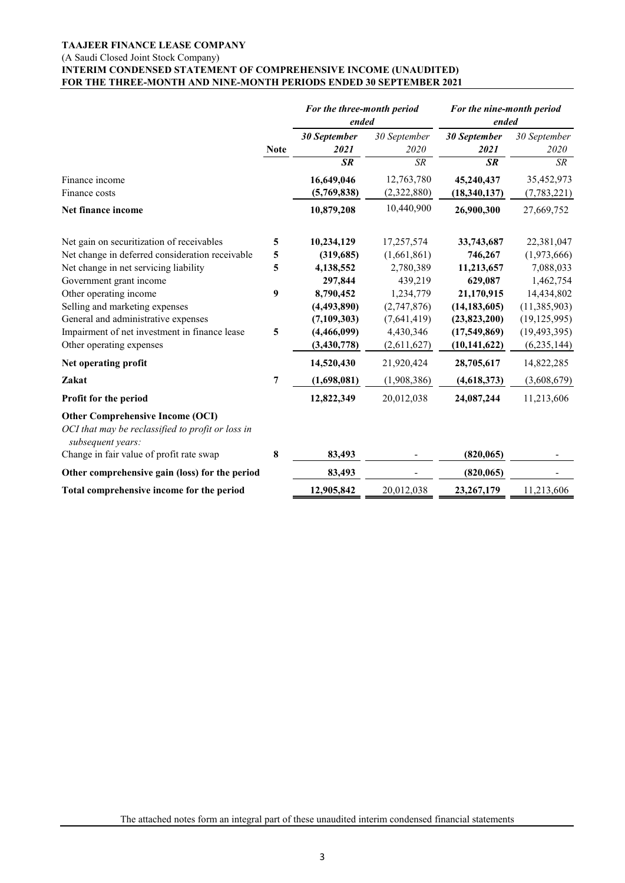**TAAJEER FINANCE LEASE COMPANY**
(A Saudi Closed Joint Stock Company)
**INTERIM CONDENSED STATEMENT OF COMPREHENSIVE INCOME (UNAUDITED)**
**FOR THE THREE-MONTH AND NINE-MONTH PERIODS ENDED 30 SEPTEMBER 2021**

| | | *For the three-month period ended* | | *For the nine-month period ended* | |
|---|---|---|---|---|---|
| | **Note** | ***30 September 2021*** | *30 September 2020* | ***30 September 2021*** | *30 September 2020* |
| | | ***SR*** | *SR* | ***SR*** | *SR* |
| Finance income | | **16,649,046** | 12,763,780 | **45,240,437** | 35,452,973 |
| Finance costs | | **(5,769,838)** | (2,322,880) | **(18,340,137)** | (7,783,221) |
| **Net finance income** | | **10,879,208** | 10,440,900 | **26,900,300** | 27,669,752 |
| Net gain on securitization of receivables | **5** | **10,234,129** | 17,257,574 | **33,743,687** | 22,381,047 |
| Net change in deferred consideration receivable | **5** | **(319,685)** | (1,661,861) | **746,267** | (1,973,666) |
| Net change in net servicing liability | **5** | **4,138,552** | 2,780,389 | **11,213,657** | 7,088,033 |
| Government grant income | | **297,844** | 439,219 | **629,087** | 1,462,754 |
| Other operating income | **9** | **8,790,452** | 1,234,779 | **21,170,915** | 14,434,802 |
| Selling and marketing expenses | | **(4,493,890)** | (2,747,876) | **(14,183,605)** | (11,385,903) |
| General and administrative expenses | | **(7,109,303)** | (7,641,419) | **(23,823,200)** | (19,125,995) |
| Impairment of net investment in finance lease | **5** | **(4,466,099)** | 4,430,346 | **(17,549,869)** | (19,493,395) |
| Other operating expenses | | **(3,430,778)** | (2,611,627) | **(10,141,622)** | (6,235,144) |
| **Net operating profit** | | **14,520,430** | 21,920,424 | **28,705,617** | 14,822,285 |
| **Zakat** | **7** | **(1,698,081)** | (1,908,386) | **(4,618,373)** | (3,608,679) |
| **Profit for the period** | | **12,822,349** | 20,012,038 | **24,087,244** | 11,213,606 |
| **Other Comprehensive Income (OCI)** | | | | | |
| *OCI that may be reclassified to profit or loss in subsequent years:* | | | | | |
| Change in fair value of profit rate swap | **8** | **83,493** | - | **(820,065)** | - |
| **Other comprehensive gain (loss) for the period** | | **83,493** | - | **(820,065)** | - |
| **Total comprehensive income for the period** | | **12,905,842** | 20,012,038 | **23,267,179** | 11,213,606 |

The attached notes form an integral part of these unaudited interim condensed financial statements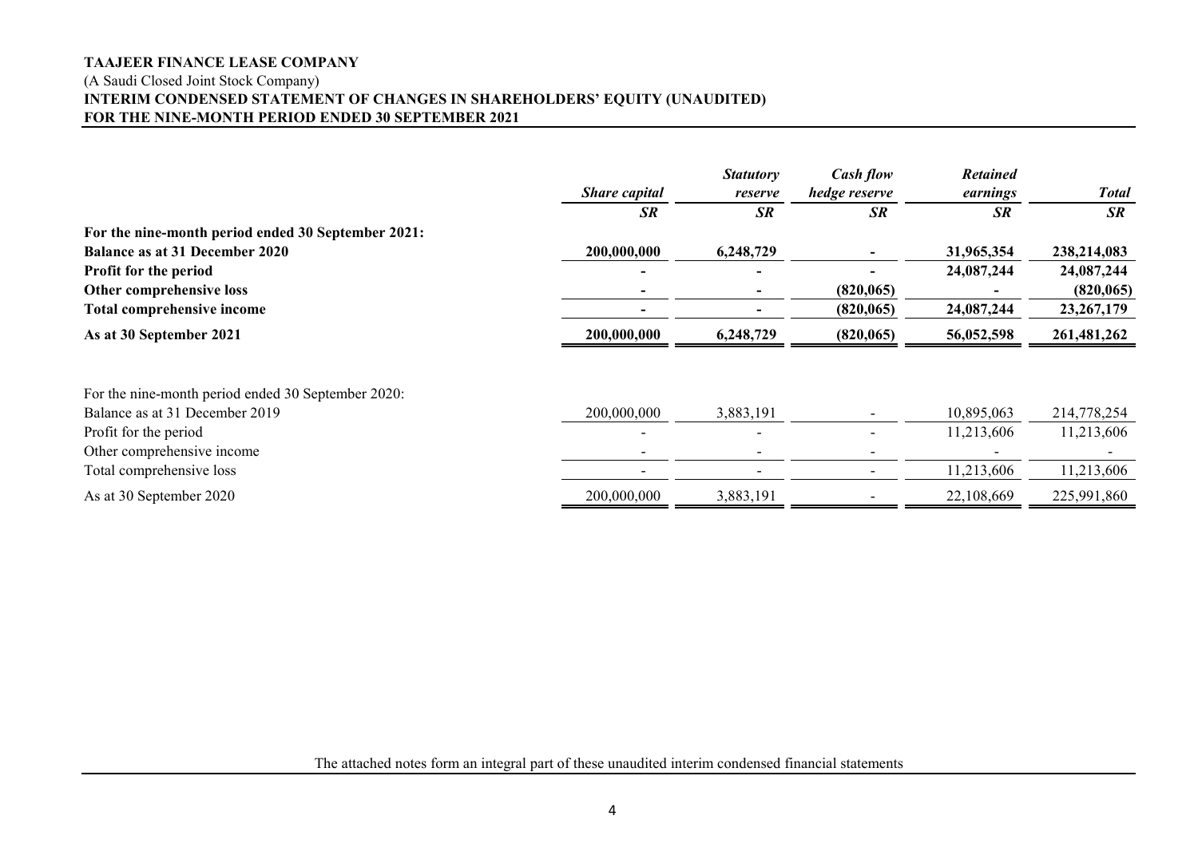**TAAJEER FINANCE LEASE COMPANY**

(A Saudi Closed Joint Stock Company)

**INTERIM CONDENSED STATEMENT OF CHANGES IN SHAREHOLDERS' EQUITY (UNAUDITED)**

**FOR THE NINE-MONTH PERIOD ENDED 30 SEPTEMBER 2021**

| | *Share capital* | *Statutory reserve* | *Cash flow hedge reserve* | *Retained earnings* | *Total* |
|---|---|---|---|---|---|
| | *SR* | *SR* | *SR* | *SR* | *SR* |
| **For the nine-month period ended 30 September 2021:** | | | | | |
| **Balance as at 31 December 2020** | **200,000,000** | **6,248,729** | **-** | **31,965,354** | **238,214,083** |
| **Profit for the period** | **-** | **-** | **-** | **24,087,244** | **24,087,244** |
| **Other comprehensive loss** | **-** | **-** | **(820,065)** | **-** | **(820,065)** |
| **Total comprehensive income** | **-** | **-** | **(820,065)** | **24,087,244** | **23,267,179** |
| **As at 30 September 2021** | **200,000,000** | **6,248,729** | **(820,065)** | **56,052,598** | **261,481,262** |
| | | | | | |
| For the nine-month period ended 30 September 2020: | | | | | |
| Balance as at 31 December 2019 | 200,000,000 | 3,883,191 | - | 10,895,063 | 214,778,254 |
| Profit for the period | - | - | - | 11,213,606 | 11,213,606 |
| Other comprehensive income | - | - | - | - | - |
| Total comprehensive loss | - | - | - | 11,213,606 | 11,213,606 |
| As at 30 September 2020 | 200,000,000 | 3,883,191 | - | 22,108,669 | 225,991,860 |

The attached notes form an integral part of these unaudited interim condensed financial statements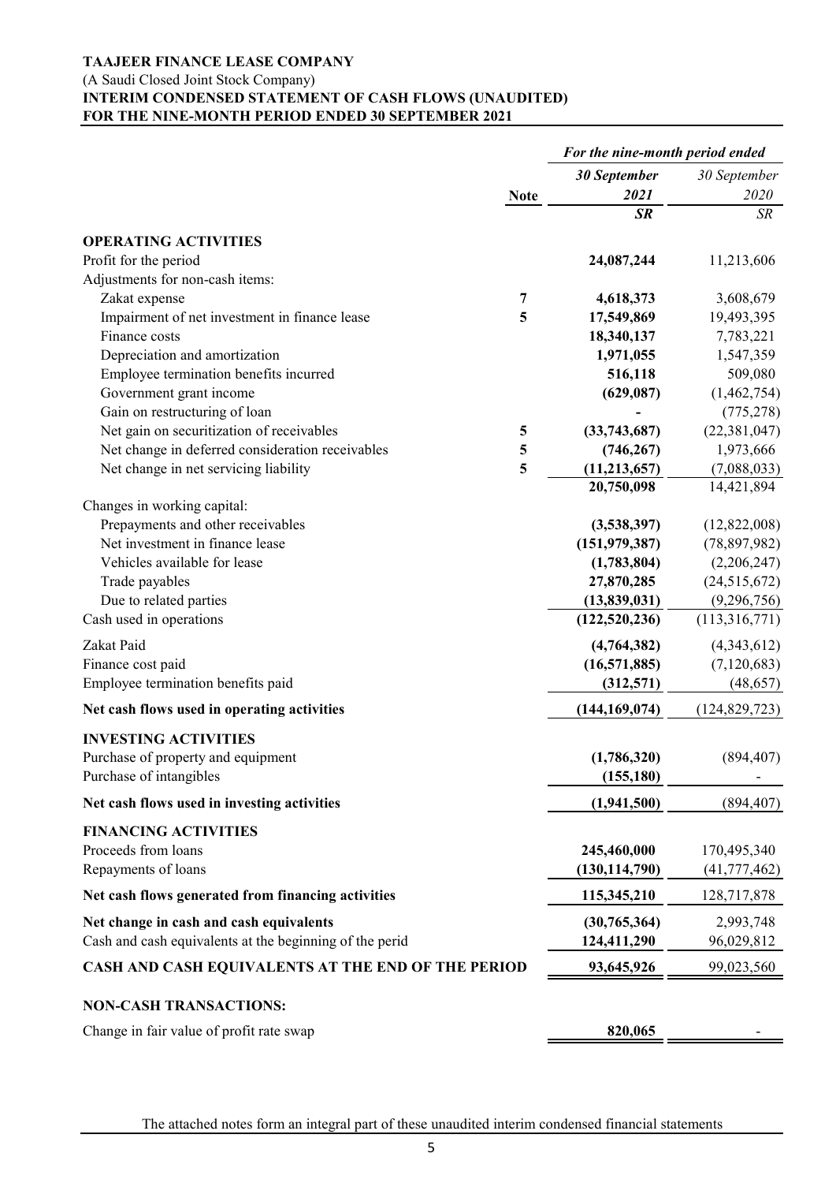**TAAJEER FINANCE LEASE COMPANY**
(A Saudi Closed Joint Stock Company)
**INTERIM CONDENSED STATEMENT OF CASH FLOWS (UNAUDITED)**
**FOR THE NINE-MONTH PERIOD ENDED 30 SEPTEMBER 2021**

| | Note | For the nine-month period ended *30 September 2021* | *30 September 2020* |
|---|---|---|---|
| | | ***SR*** | ***SR*** |
| **OPERATING ACTIVITIES** | | | |
| Profit for the period | | **24,087,244** | 11,213,606 |
| Adjustments for non-cash items: | | | |
| Zakat expense | 7 | **4,618,373** | 3,608,679 |
| Impairment of net investment in finance lease | 5 | **17,549,869** | 19,493,395 |
| Finance costs | | **18,340,137** | 7,783,221 |
| Depreciation and amortization | | **1,971,055** | 1,547,359 |
| Employee termination benefits incurred | | **516,118** | 509,080 |
| Government grant income | | **(629,087)** | (1,462,754) |
| Gain on restructuring of loan | | **-** | (775,278) |
| Net gain on securitization of receivables | 5 | **(33,743,687)** | (22,381,047) |
| Net change in deferred consideration receivables | 5 | **(746,267)** | 1,973,666 |
| Net change in net servicing liability | 5 | **(11,213,657)** | (7,088,033) |
| | | **20,750,098** | 14,421,894 |
| Changes in working capital: | | | |
| Prepayments and other receivables | | **(3,538,397)** | (12,822,008) |
| Net investment in finance lease | | **(151,979,387)** | (78,897,982) |
| Vehicles available for lease | | **(1,783,804)** | (2,206,247) |
| Trade payables | | **27,870,285** | (24,515,672) |
| Due to related parties | | **(13,839,031)** | (9,296,756) |
| Cash used in operations | | **(122,520,236)** | (113,316,771) |
| Zakat Paid | | **(4,764,382)** | (4,343,612) |
| Finance cost paid | | **(16,571,885)** | (7,120,683) |
| Employee termination benefits paid | | **(312,571)** | (48,657) |
| **Net cash flows used in operating activities** | | **(144,169,074)** | (124,829,723) |
| **INVESTING ACTIVITIES** | | | |
| Purchase of property and equipment | | **(1,786,320)** | (894,407) |
| Purchase of intangibles | | **(155,180)** | - |
| **Net cash flows used in investing activities** | | **(1,941,500)** | (894,407) |
| **FINANCING ACTIVITIES** | | | |
| Proceeds from loans | | **245,460,000** | 170,495,340 |
| Repayments of loans | | **(130,114,790)** | (41,777,462) |
| **Net cash flows generated from financing activities** | | **115,345,210** | 128,717,878 |
| **Net change in cash and cash equivalents** | | **(30,765,364)** | 2,993,748 |
| Cash and cash equivalents at the beginning of the perid | | **124,411,290** | 96,029,812 |
| **CASH AND CASH EQUIVALENTS AT THE END OF THE PERIOD** | | **93,645,926** | 99,023,560 |
| **NON-CASH TRANSACTIONS:** | | | |
| Change in fair value of profit rate swap | | **820,065** | - |

The attached notes form an integral part of these unaudited interim condensed financial statements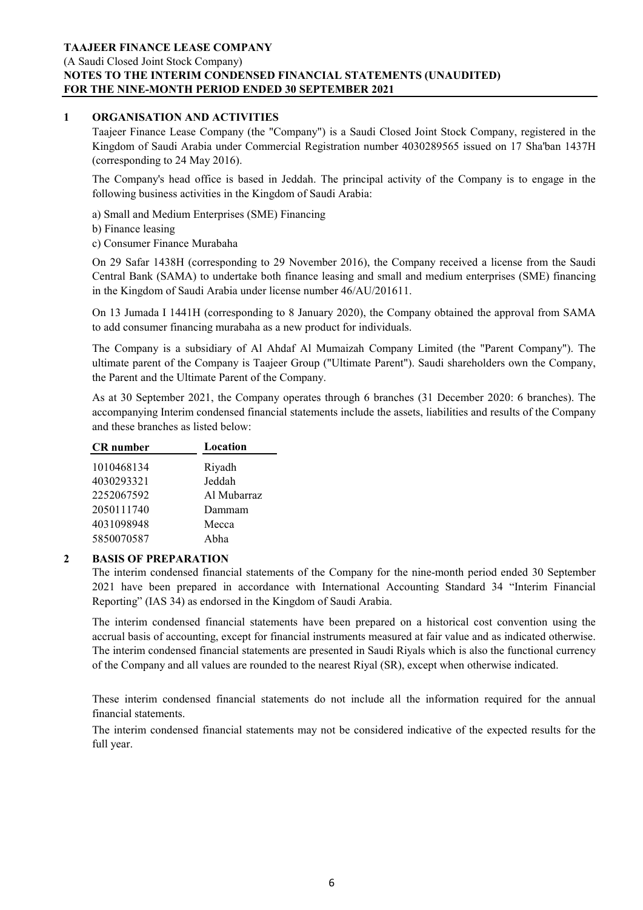**TAAJEER FINANCE LEASE COMPANY**
(A Saudi Closed Joint Stock Company)
**NOTES TO THE INTERIM CONDENSED FINANCIAL STATEMENTS (UNAUDITED)**
**FOR THE NINE-MONTH PERIOD ENDED 30 SEPTEMBER 2021**

## 1 ORGANISATION AND ACTIVITIES

Taajeer Finance Lease Company (the "Company") is a Saudi Closed Joint Stock Company, registered in the Kingdom of Saudi Arabia under Commercial Registration number 4030289565 issued on 17 Sha'ban 1437H (corresponding to 24 May 2016).

The Company's head office is based in Jeddah. The principal activity of the Company is to engage in the following business activities in the Kingdom of Saudi Arabia:

a) Small and Medium Enterprises (SME) Financing
b) Finance leasing
c) Consumer Finance Murabaha

On 29 Safar 1438H (corresponding to 29 November 2016), the Company received a license from the Saudi Central Bank (SAMA) to undertake both finance leasing and small and medium enterprises (SME) financing in the Kingdom of Saudi Arabia under license number 46/AU/201611.

On 13 Jumada I 1441H (corresponding to 8 January 2020), the Company obtained the approval from SAMA to add consumer financing murabaha as a new product for individuals.

The Company is a subsidiary of Al Ahdaf Al Mumaizah Company Limited (the "Parent Company"). The ultimate parent of the Company is Taajeer Group ("Ultimate Parent"). Saudi shareholders own the Company, the Parent and the Ultimate Parent of the Company.

As at 30 September 2021, the Company operates through 6 branches (31 December 2020: 6 branches). The accompanying Interim condensed financial statements include the assets, liabilities and results of the Company and these branches as listed below:

| CR number | Location |
|---|---|
| 1010468134 | Riyadh |
| 4030293321 | Jeddah |
| 2252067592 | Al Mubarraz |
| 2050111740 | Dammam |
| 4031098948 | Mecca |
| 5850070587 | Abha |

## 2 BASIS OF PREPARATION

The interim condensed financial statements of the Company for the nine-month period ended 30 September 2021 have been prepared in accordance with International Accounting Standard 34 "Interim Financial Reporting" (IAS 34) as endorsed in the Kingdom of Saudi Arabia.

The interim condensed financial statements have been prepared on a historical cost convention using the accrual basis of accounting, except for financial instruments measured at fair value and as indicated otherwise. The interim condensed financial statements are presented in Saudi Riyals which is also the functional currency of the Company and all values are rounded to the nearest Riyal (SR), except when otherwise indicated.

These interim condensed financial statements do not include all the information required for the annual financial statements.

The interim condensed financial statements may not be considered indicative of the expected results for the full year.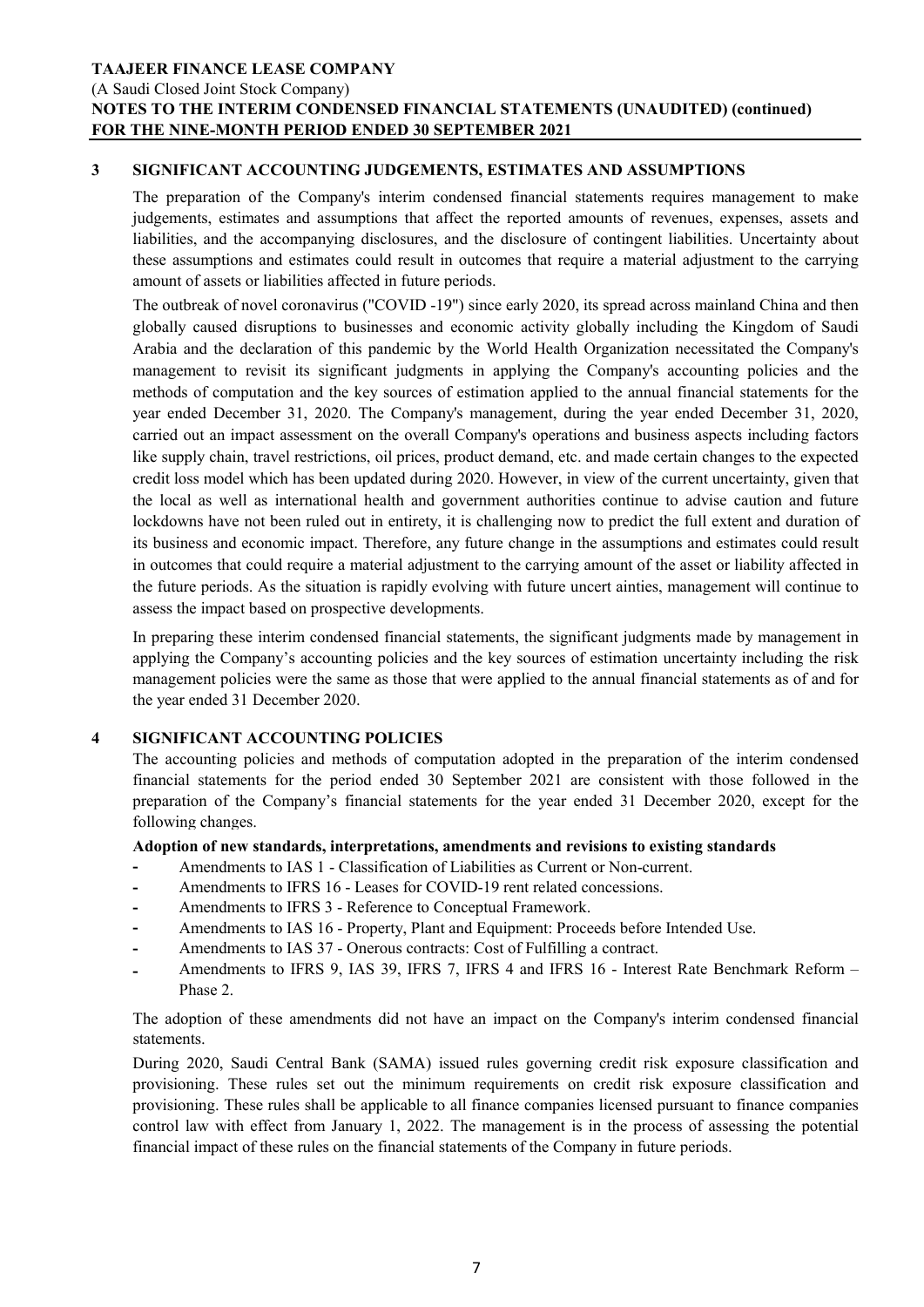## 3 SIGNIFICANT ACCOUNTING JUDGEMENTS, ESTIMATES AND ASSUMPTIONS

The preparation of the Company's interim condensed financial statements requires management to make judgements, estimates and assumptions that affect the reported amounts of revenues, expenses, assets and liabilities, and the accompanying disclosures, and the disclosure of contingent liabilities. Uncertainty about these assumptions and estimates could result in outcomes that require a material adjustment to the carrying amount of assets or liabilities affected in future periods.

The outbreak of novel coronavirus ("COVID -19") since early 2020, its spread across mainland China and then globally caused disruptions to businesses and economic activity globally including the Kingdom of Saudi Arabia and the declaration of this pandemic by the World Health Organization necessitated the Company's management to revisit its significant judgments in applying the Company's accounting policies and the methods of computation and the key sources of estimation applied to the annual financial statements for the year ended December 31, 2020. The Company's management, during the year ended December 31, 2020, carried out an impact assessment on the overall Company's operations and business aspects including factors like supply chain, travel restrictions, oil prices, product demand, etc. and made certain changes to the expected credit loss model which has been updated during 2020. However, in view of the current uncertainty, given that the local as well as international health and government authorities continue to advise caution and future lockdowns have not been ruled out in entirety, it is challenging now to predict the full extent and duration of its business and economic impact. Therefore, any future change in the assumptions and estimates could result in outcomes that could require a material adjustment to the carrying amount of the asset or liability affected in the future periods. As the situation is rapidly evolving with future uncert ainties, management will continue to assess the impact based on prospective developments.

In preparing these interim condensed financial statements, the significant judgments made by management in applying the Company's accounting policies and the key sources of estimation uncertainty including the risk management policies were the same as those that were applied to the annual financial statements as of and for the year ended 31 December 2020.

## 4 SIGNIFICANT ACCOUNTING POLICIES

The accounting policies and methods of computation adopted in the preparation of the interim condensed financial statements for the period ended 30 September 2021 are consistent with those followed in the preparation of the Company's financial statements for the year ended 31 December 2020, except for the following changes.

**Adoption of new standards, interpretations, amendments and revisions to existing standards**

- Amendments to IAS 1 - Classification of Liabilities as Current or Non-current.
- Amendments to IFRS 16 - Leases for COVID-19 rent related concessions.
- Amendments to IFRS 3 - Reference to Conceptual Framework.
- Amendments to IAS 16 - Property, Plant and Equipment: Proceeds before Intended Use.
- Amendments to IAS 37 - Onerous contracts: Cost of Fulfilling a contract.
- Amendments to IFRS 9, IAS 39, IFRS 7, IFRS 4 and IFRS 16 - Interest Rate Benchmark Reform – Phase 2.

The adoption of these amendments did not have an impact on the Company's interim condensed financial statements.

During 2020, Saudi Central Bank (SAMA) issued rules governing credit risk exposure classification and provisioning. These rules set out the minimum requirements on credit risk exposure classification and provisioning. These rules shall be applicable to all finance companies licensed pursuant to finance companies control law with effect from January 1, 2022. The management is in the process of assessing the potential financial impact of these rules on the financial statements of the Company in future periods.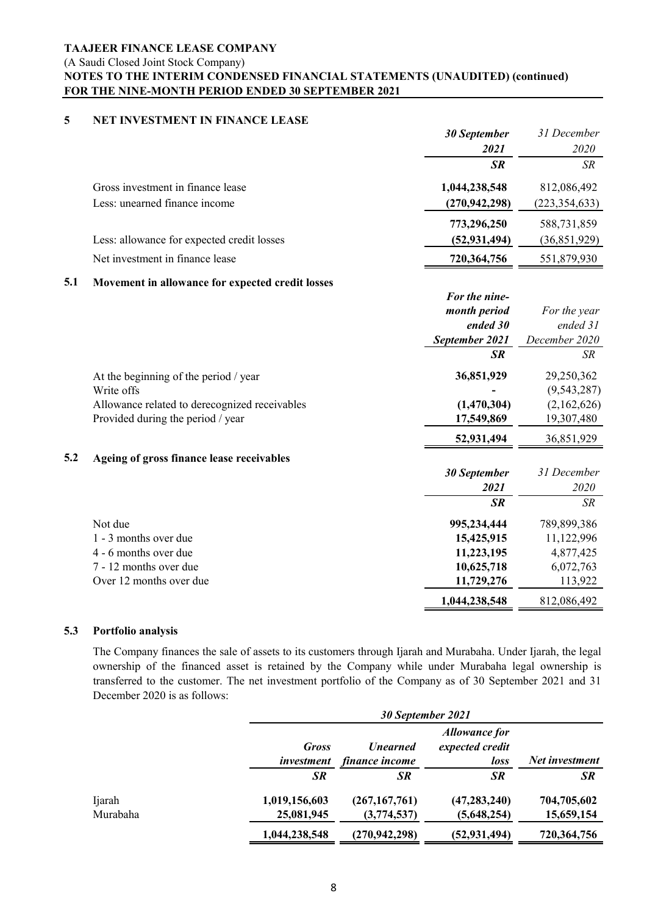**TAAJEER FINANCE LEASE COMPANY**
(A Saudi Closed Joint Stock Company)
**NOTES TO THE INTERIM CONDENSED FINANCIAL STATEMENTS (UNAUDITED) (continued)**
**FOR THE NINE-MONTH PERIOD ENDED 30 SEPTEMBER 2021**

## 5 NET INVESTMENT IN FINANCE LEASE

| | ***30 September 2021*** | *31 December 2020* |
|---|---|---|
| | ***SR*** | *SR* |
| Gross investment in finance lease | **1,044,238,548** | 812,086,492 |
| Less: unearned finance income | **(270,942,298)** | (223,354,633) |
| | **773,296,250** | 588,731,859 |
| Less: allowance for expected credit losses | **(52,931,494)** | (36,851,929) |
| Net investment in finance lease | **720,364,756** | 551,879,930 |

### 5.1 Movement in allowance for expected credit losses

| | ***For the nine-month period ended 30 September 2021*** | *For the year ended 31 December 2020* |
|---|---|---|
| | ***SR*** | *SR* |
| At the beginning of the period / year | **36,851,929** | 29,250,362 |
| Write offs | **-** | (9,543,287) |
| Allowance related to derecognized receivables | **(1,470,304)** | (2,162,626) |
| Provided during the period / year | **17,549,869** | 19,307,480 |
| | **52,931,494** | 36,851,929 |

### 5.2 Ageing of gross finance lease receivables

| | ***30 September 2021*** | *31 December 2020* |
|---|---|---|
| | ***SR*** | *SR* |
| Not due | **995,234,444** | 789,899,386 |
| 1 - 3 months over due | **15,425,915** | 11,122,996 |
| 4 - 6 months over due | **11,223,195** | 4,877,425 |
| 7 - 12 months over due | **10,625,718** | 6,072,763 |
| Over 12 months over due | **11,729,276** | 113,922 |
| | **1,044,238,548** | 812,086,492 |

### 5.3 Portfolio analysis

The Company finances the sale of assets to its customers through Ijarah and Murabaha. Under Ijarah, the legal ownership of the financed asset is retained by the Company while under Murabaha legal ownership is transferred to the customer. The net investment portfolio of the Company as of 30 September 2021 and 31 December 2020 is as follows:

| | ***30 September 2021*** | | | |
|---|---|---|---|---|
| | ***Gross investment*** | ***Unearned finance income*** | ***Allowance for expected credit loss*** | ***Net investment*** |
| | ***SR*** | ***SR*** | ***SR*** | ***SR*** |
| Ijarah | **1,019,156,603** | **(267,167,761)** | **(47,283,240)** | **704,705,602** |
| Murabaha | **25,081,945** | **(3,774,537)** | **(5,648,254)** | **15,659,154** |
| | **1,044,238,548** | **(270,942,298)** | **(52,931,494)** | **720,364,756** |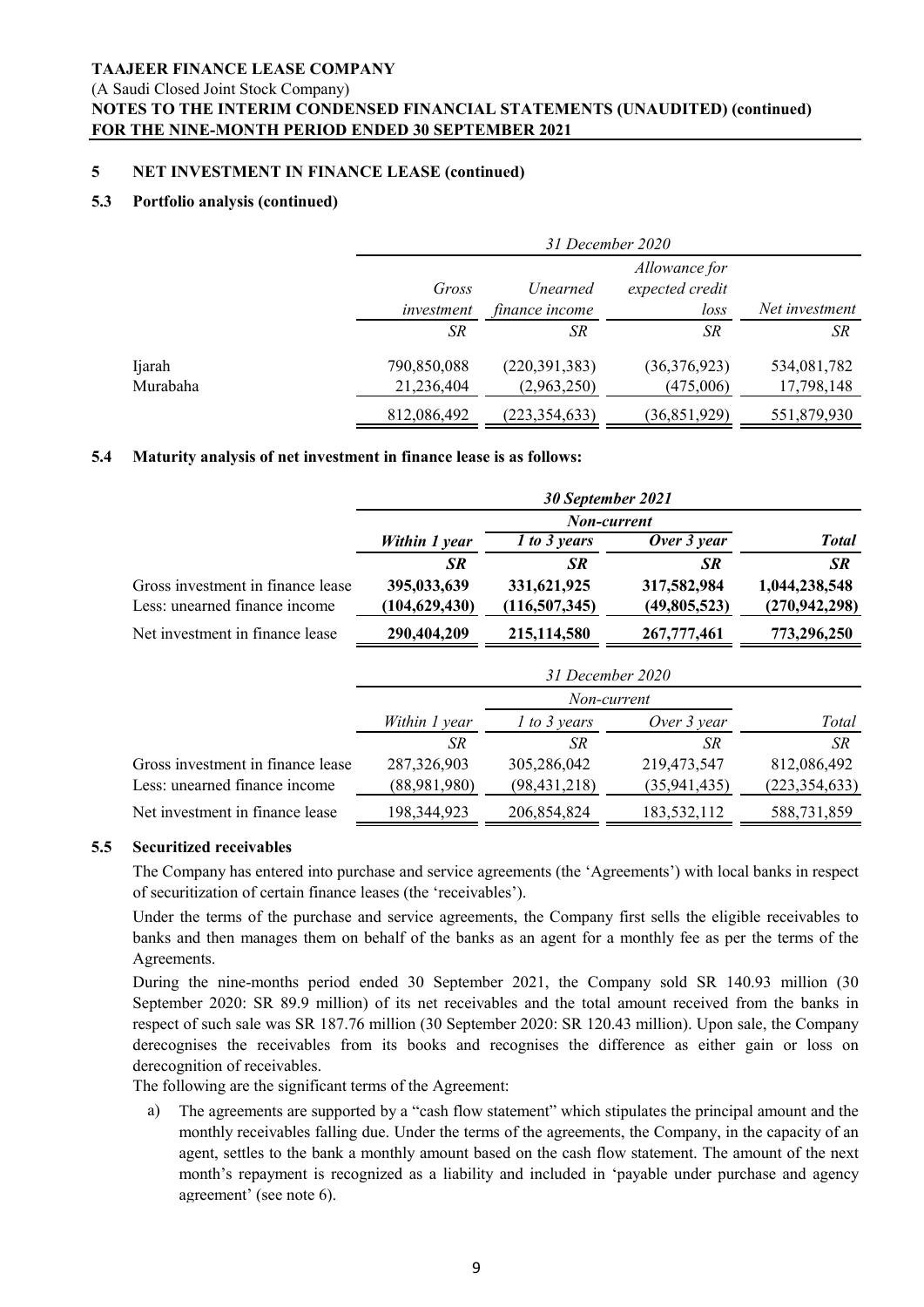**TAAJEER FINANCE LEASE COMPANY**
(A Saudi Closed Joint Stock Company)
**NOTES TO THE INTERIM CONDENSED FINANCIAL STATEMENTS (UNAUDITED) (continued)**
**FOR THE NINE-MONTH PERIOD ENDED 30 SEPTEMBER 2021**

## 5 NET INVESTMENT IN FINANCE LEASE (continued)

### 5.3 Portfolio analysis (continued)

| | *31 December 2020* | | | |
|---|---|---|---|---|
| | *Gross investment* | *Unearned finance income* | *Allowance for expected credit loss* | *Net investment* |
| | *SR* | *SR* | *SR* | *SR* |
| Ijarah | 790,850,088 | (220,391,383) | (36,376,923) | 534,081,782 |
| Murabaha | 21,236,404 | (2,963,250) | (475,006) | 17,798,148 |
| | 812,086,492 | (223,354,633) | (36,851,929) | 551,879,930 |

### 5.4 Maturity analysis of net investment in finance lease is as follows:

| | ***30 September 2021*** | | | |
|---|---|---|---|---|
| | | ***Non-current*** | | |
| | ***Within 1 year*** | ***1 to 3 years*** | ***Over 3 year*** | ***Total*** |
| | ***SR*** | ***SR*** | ***SR*** | ***SR*** |
| Gross investment in finance lease | **395,033,639** | **331,621,925** | **317,582,984** | **1,044,238,548** |
| Less: unearned finance income | **(104,629,430)** | **(116,507,345)** | **(49,805,523)** | **(270,942,298)** |
| Net investment in finance lease | **290,404,209** | **215,114,580** | **267,777,461** | **773,296,250** |

| | *31 December 2020* | | | |
|---|---|---|---|---|
| | | *Non-current* | | |
| | *Within 1 year* | *1 to 3 years* | *Over 3 year* | *Total* |
| | *SR* | *SR* | *SR* | *SR* |
| Gross investment in finance lease | 287,326,903 | 305,286,042 | 219,473,547 | 812,086,492 |
| Less: unearned finance income | (88,981,980) | (98,431,218) | (35,941,435) | (223,354,633) |
| Net investment in finance lease | 198,344,923 | 206,854,824 | 183,532,112 | 588,731,859 |

### 5.5 Securitized receivables

The Company has entered into purchase and service agreements (the 'Agreements') with local banks in respect of securitization of certain finance leases (the 'receivables').

Under the terms of the purchase and service agreements, the Company first sells the eligible receivables to banks and then manages them on behalf of the banks as an agent for a monthly fee as per the terms of the Agreements.

During the nine-months period ended 30 September 2021, the Company sold SR 140.93 million (30 September 2020: SR 89.9 million) of its net receivables and the total amount received from the banks in respect of such sale was SR 187.76 million (30 September 2020: SR 120.43 million). Upon sale, the Company derecognises the receivables from its books and recognises the difference as either gain or loss on derecognition of receivables.

The following are the significant terms of the Agreement:

a) The agreements are supported by a "cash flow statement" which stipulates the principal amount and the monthly receivables falling due. Under the terms of the agreements, the Company, in the capacity of an agent, settles to the bank a monthly amount based on the cash flow statement. The amount of the next month's repayment is recognized as a liability and included in 'payable under purchase and agency agreement' (see note 6).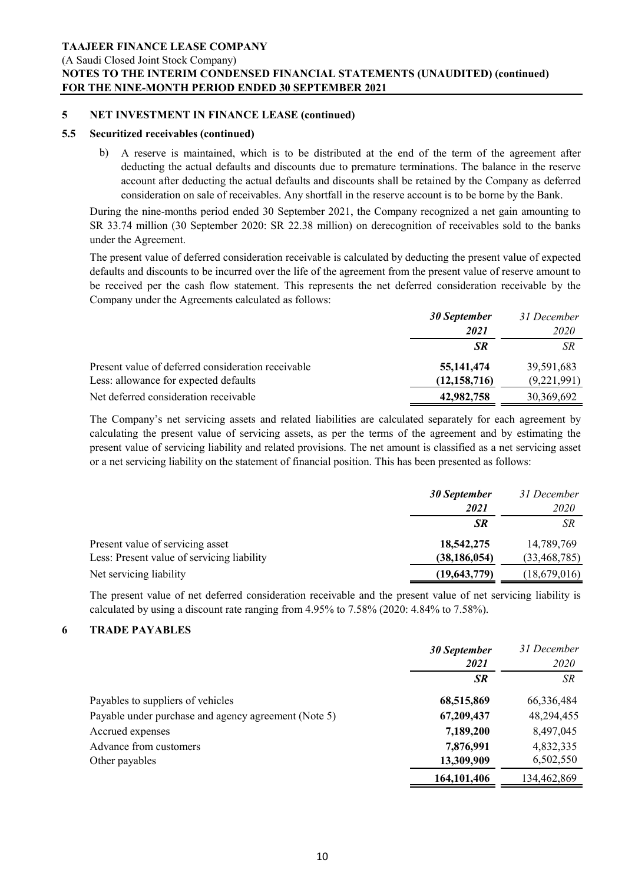## 5 NET INVESTMENT IN FINANCE LEASE (continued)

### 5.5 Securitized receivables (continued)

b) A reserve is maintained, which is to be distributed at the end of the term of the agreement after deducting the actual defaults and discounts due to premature terminations. The balance in the reserve account after deducting the actual defaults and discounts shall be retained by the Company as deferred consideration on sale of receivables. Any shortfall in the reserve account is to be borne by the Bank.

During the nine-months period ended 30 September 2021, the Company recognized a net gain amounting to SR 33.74 million (30 September 2020: SR 22.38 million) on derecognition of receivables sold to the banks under the Agreement.

The present value of deferred consideration receivable is calculated by deducting the present value of expected defaults and discounts to be incurred over the life of the agreement from the present value of reserve amount to be received per the cash flow statement. This represents the net deferred consideration receivable by the Company under the Agreements calculated as follows:

| | ***30 September 2021*** | *31 December 2020* |
|---|---|---|
| | ***SR*** | *SR* |
| Present value of deferred consideration receivable | **55,141,474** | 39,591,683 |
| Less: allowance for expected defaults | **(12,158,716)** | (9,221,991) |
| Net deferred consideration receivable | **42,982,758** | 30,369,692 |

The Company's net servicing assets and related liabilities are calculated separately for each agreement by calculating the present value of servicing assets, as per the terms of the agreement and by estimating the present value of servicing liability and related provisions. The net amount is classified as a net servicing asset or a net servicing liability on the statement of financial position. This has been presented as follows:

| | ***30 September 2021*** | *31 December 2020* |
|---|---|---|
| | ***SR*** | *SR* |
| Present value of servicing asset | **18,542,275** | 14,789,769 |
| Less: Present value of servicing liability | **(38,186,054)** | (33,468,785) |
| Net servicing liability | **(19,643,779)** | (18,679,016) |

The present value of net deferred consideration receivable and the present value of net servicing liability is calculated by using a discount rate ranging from 4.95% to 7.58% (2020: 4.84% to 7.58%).

## 6 TRADE PAYABLES

| | ***30 September 2021*** | *31 December 2020* |
|---|---|---|
| | ***SR*** | *SR* |
| Payables to suppliers of vehicles | **68,515,869** | 66,336,484 |
| Payable under purchase and agency agreement (Note 5) | **67,209,437** | 48,294,455 |
| Accrued expenses | **7,189,200** | 8,497,045 |
| Advance from customers | **7,876,991** | 4,832,335 |
| Other payables | **13,309,909** | 6,502,550 |
| | **164,101,406** | 134,462,869 |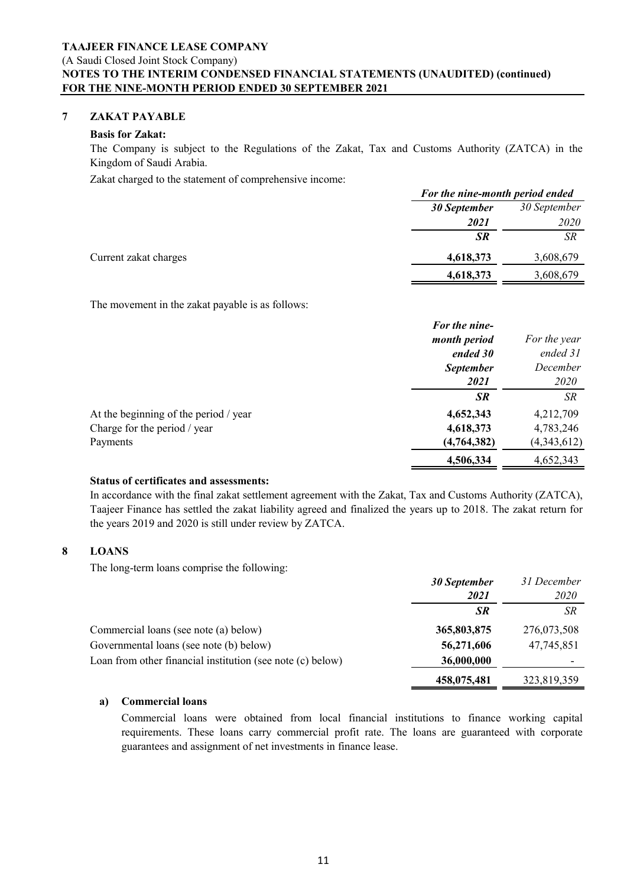## 7 ZAKAT PAYABLE

**Basis for Zakat:**

The Company is subject to the Regulations of the Zakat, Tax and Customs Authority (ZATCA) in the Kingdom of Saudi Arabia.

Zakat charged to the statement of comprehensive income:

| | *For the nine-month period ended* | |
|---|---|---|
| | ***30 September 2021*** | *30 September 2020* |
| | ***SR*** | *SR* |
| Current zakat charges | **4,618,373** | 3,608,679 |
| | **4,618,373** | 3,608,679 |

The movement in the zakat payable is as follows:

| | ***For the nine-month period ended 30 September 2021*** | *For the year ended 31 December 2020* |
|---|---|---|
| | ***SR*** | *SR* |
| At the beginning of the period / year | **4,652,343** | 4,212,709 |
| Charge for the period / year | **4,618,373** | 4,783,246 |
| Payments | **(4,764,382)** | (4,343,612) |
| | **4,506,334** | 4,652,343 |

**Status of certificates and assessments:**

In accordance with the final zakat settlement agreement with the Zakat, Tax and Customs Authority (ZATCA), Taajeer Finance has settled the zakat liability agreed and finalized the years up to 2018. The zakat return for the years 2019 and 2020 is still under review by ZATCA.

## 8 LOANS

The long-term loans comprise the following:

| | ***30 September 2021*** | *31 December 2020* |
|---|---|---|
| | ***SR*** | *SR* |
| Commercial loans (see note (a) below) | **365,803,875** | 276,073,508 |
| Governmental loans (see note (b) below) | **56,271,606** | 47,745,851 |
| Loan from other financial institution (see note (c) below) | **36,000,000** | - |
| | **458,075,481** | 323,819,359 |

**a) Commercial loans**

Commercial loans were obtained from local financial institutions to finance working capital requirements. These loans carry commercial profit rate. The loans are guaranteed with corporate guarantees and assignment of net investments in finance lease.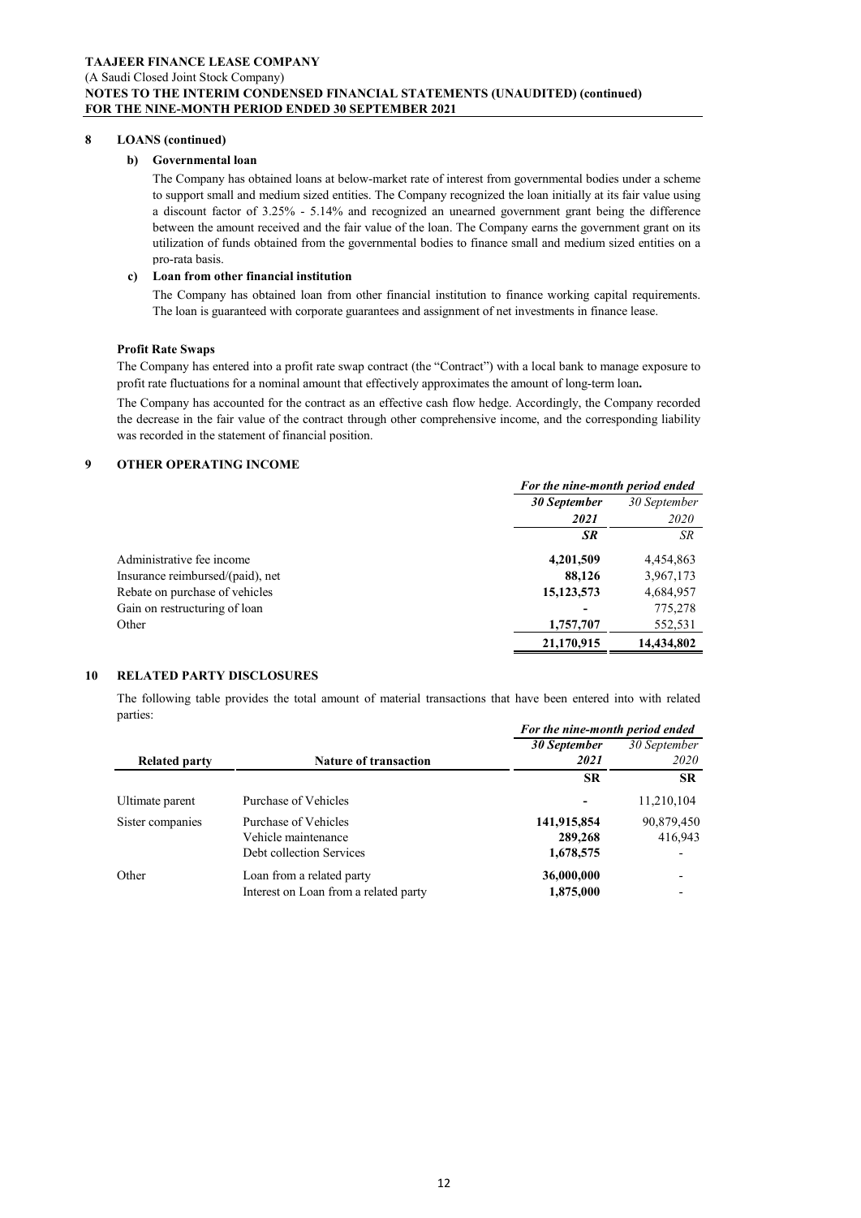## 8 LOANS (continued)

### b) Governmental loan

The Company has obtained loans at below-market rate of interest from governmental bodies under a scheme to support small and medium sized entities. The Company recognized the loan initially at its fair value using a discount factor of 3.25% - 5.14% and recognized an unearned government grant being the difference between the amount received and the fair value of the loan. The Company earns the government grant on its utilization of funds obtained from the governmental bodies to finance small and medium sized entities on a pro-rata basis.

### c) Loan from other financial institution

The Company has obtained loan from other financial institution to finance working capital requirements. The loan is guaranteed with corporate guarantees and assignment of net investments in finance lease.

**Profit Rate Swaps**

The Company has entered into a profit rate swap contract (the "Contract") with a local bank to manage exposure to profit rate fluctuations for a nominal amount that effectively approximates the amount of long-term loan**.**

The Company has accounted for the contract as an effective cash flow hedge. Accordingly, the Company recorded the decrease in the fair value of the contract through other comprehensive income, and the corresponding liability was recorded in the statement of financial position.

## 9 OTHER OPERATING INCOME

| | *For the nine-month period ended* | |
|---|---|---|
| | ***30 September 2021*** | *30 September 2020* |
| | ***SR*** | *SR* |
| Administrative fee income | **4,201,509** | 4,454,863 |
| Insurance reimbursed/(paid), net | **88,126** | 3,967,173 |
| Rebate on purchase of vehicles | **15,123,573** | 4,684,957 |
| Gain on restructuring of loan | **-** | 775,278 |
| Other | **1,757,707** | 552,531 |
| | **21,170,915** | **14,434,802** |

## 10 RELATED PARTY DISCLOSURES

The following table provides the total amount of material transactions that have been entered into with related parties:

| | | *For the nine-month period ended* | |
|---|---|---|---|
| **Related party** | **Nature of transaction** | ***30 September 2021*** | *30 September 2020* |
| | | **SR** | **SR** |
| Ultimate parent | Purchase of Vehicles | **-** | 11,210,104 |
| Sister companies | Purchase of Vehicles | **141,915,854** | 90,879,450 |
| | Vehicle maintenance | **289,268** | 416,943 |
| | Debt collection Services | **1,678,575** | - |
| Other | Loan from a related party | **36,000,000** | - |
| | Interest on Loan from a related party | **1,875,000** | - |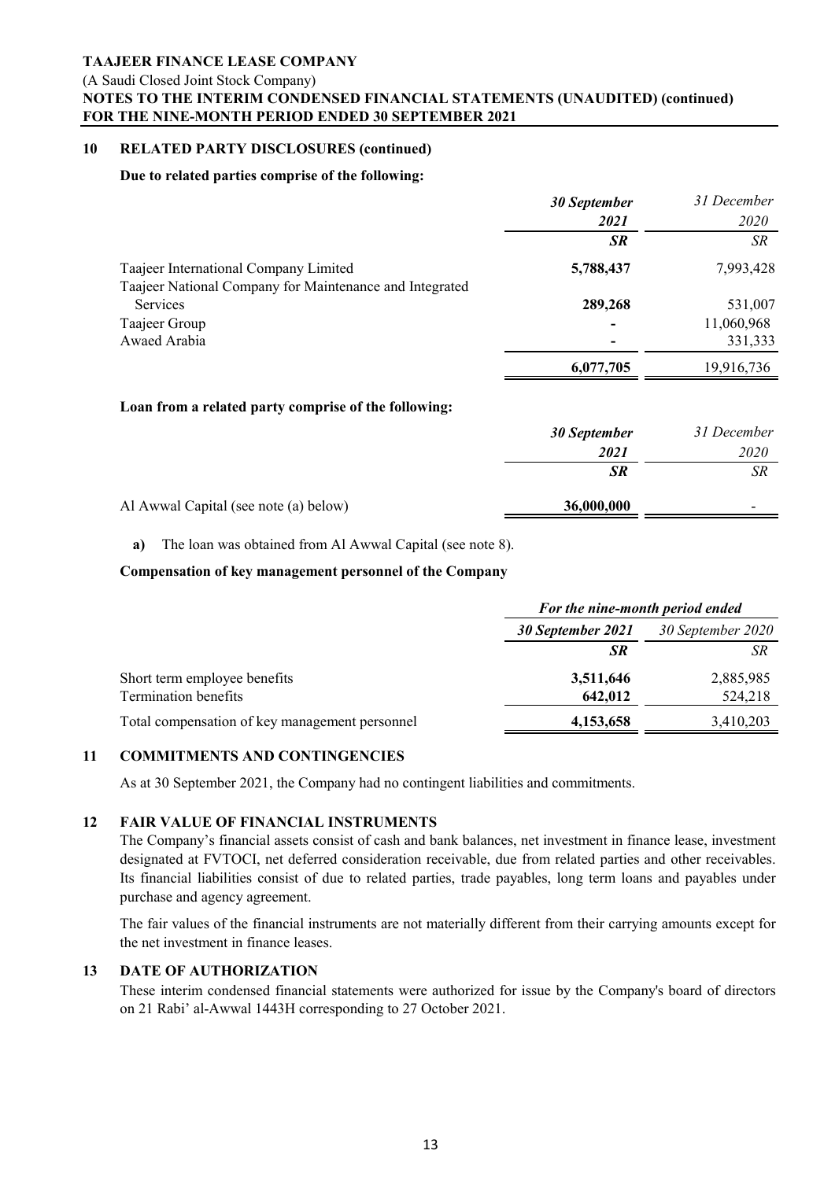**TAAJEER FINANCE LEASE COMPANY**
(A Saudi Closed Joint Stock Company)
**NOTES TO THE INTERIM CONDENSED FINANCIAL STATEMENTS (UNAUDITED) (continued)**
**FOR THE NINE-MONTH PERIOD ENDED 30 SEPTEMBER 2021**

## 10 RELATED PARTY DISCLOSURES (continued)

**Due to related parties comprise of the following:**

| | *30 September 2021* | *31 December 2020* |
|---|---|---|
| | ***SR*** | *SR* |
| Taajeer International Company Limited | **5,788,437** | 7,993,428 |
| Taajeer National Company for Maintenance and Integrated Services | **289,268** | 531,007 |
| Taajeer Group | **-** | 11,060,968 |
| Awaed Arabia | **-** | 331,333 |
| | **6,077,705** | 19,916,736 |

**Loan from a related party comprise of the following:**

| | *30 September 2021* | *31 December 2020* |
|---|---|---|
| | ***SR*** | *SR* |
| Al Awwal Capital (see note (a) below) | **36,000,000** | - |

**a)** The loan was obtained from Al Awwal Capital (see note 8).

**Compensation of key management personnel of the Company**

| | *For the nine-month period ended* | |
|---|---|---|
| | ***30 September 2021*** | *30 September 2020* |
| | ***SR*** | *SR* |
| Short term employee benefits | **3,511,646** | 2,885,985 |
| Termination benefits | **642,012** | 524,218 |
| Total compensation of key management personnel | **4,153,658** | 3,410,203 |

## 11 COMMITMENTS AND CONTINGENCIES

As at 30 September 2021, the Company had no contingent liabilities and commitments.

## 12 FAIR VALUE OF FINANCIAL INSTRUMENTS

The Company's financial assets consist of cash and bank balances, net investment in finance lease, investment designated at FVTOCI, net deferred consideration receivable, due from related parties and other receivables. Its financial liabilities consist of due to related parties, trade payables, long term loans and payables under purchase and agency agreement.

The fair values of the financial instruments are not materially different from their carrying amounts except for the net investment in finance leases.

## 13 DATE OF AUTHORIZATION

These interim condensed financial statements were authorized for issue by the Company's board of directors on 21 Rabi' al-Awwal 1443H corresponding to 27 October 2021.